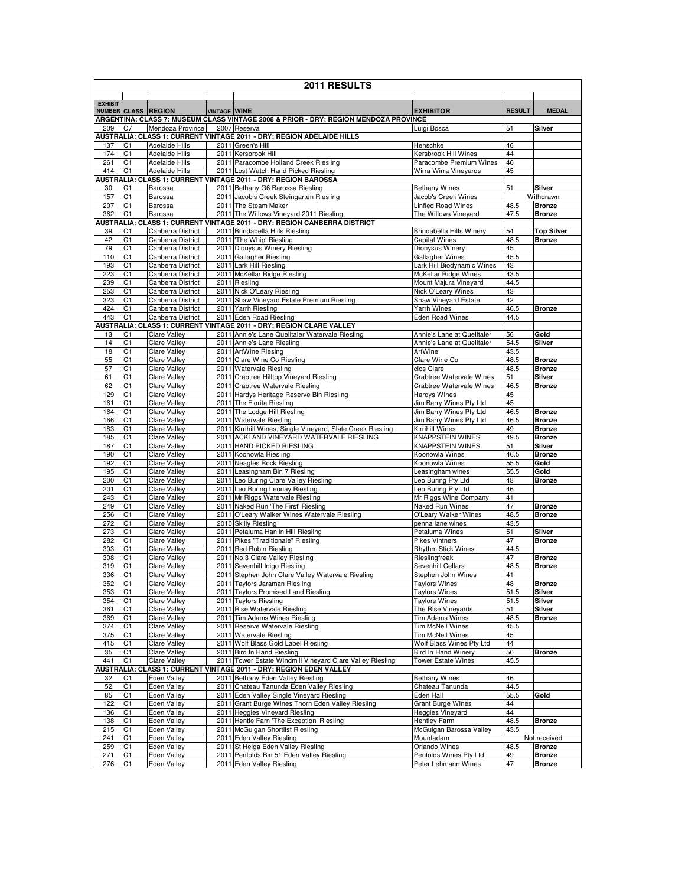# 2011 RESULTS

| EXHIBIT NUMBER | CLASS | REGION | VINTAGE | WINE | EXHIBITOR | RESULT | MEDAL |
|---|---|---|---|---|---|---|---|
| **ARGENTINA: CLASS 7: MUSEUM CLASS VINTAGE 2008 & PRIOR - DRY: REGION MENDOZA PROVINCE** | | | | | | | |
| 209 | C7 | Mendoza Province | 2007 | Reserva | Luigi Bosca | 51 | **Silver** |
| **AUSTRALIA: CLASS 1: CURRENT VINTAGE 2011 - DRY: REGION ADELAIDE HILLS** | | | | | | | |
| 137 | C1 | Adelaide Hills | 2011 | Green's Hill | Henschke | 46 | |
| 174 | C1 | Adelaide Hills | 2011 | Kersbrook Hill | Kersbrook Hill Wines | 44 | |
| 261 | C1 | Adelaide Hills | 2011 | Paracombe Holland Creek Riesling | Paracombe Premium Wines | 46 | |
| 414 | C1 | Adelaide Hills | 2011 | Lost Watch Hand Picked Riesling | Wirra Wirra Vineyards | 45 | |
| **AUSTRALIA: CLASS 1: CURRENT VINTAGE 2011 - DRY: REGION BAROSSA** | | | | | | | |
| 30 | C1 | Barossa | 2011 | Bethany G6 Barossa Riesling | Bethany Wines | 51 | **Silver** |
| 157 | C1 | Barossa | 2011 | Jacob's Creek Steingarten Riesling | Jacob's Creek Wines | Withdrawn | |
| 207 | C1 | Barossa | 2011 | The Steam Maker | Linfied Road Wines | 48.5 | **Bronze** |
| 362 | C1 | Barossa | 2011 | The Willows Vineyard 2011 Riesling | The Willows Vineyard | 47.5 | **Bronze** |
| **AUSTRALIA: CLASS 1: CURRENT VINTAGE 2011 - DRY: REGION CANBERRA DISTRICT** | | | | | | | |
| 39 | C1 | Canberra District | 2011 | Brindabella Hills Riesling | Brindabella Hills Winery | 54 | **Top Silver** |
| 42 | C1 | Canberra District | 2011 | 'The Whip' Riesling | Capital Wines | 48.5 | **Bronze** |
| 79 | C1 | Canberra District | 2011 | Dionysus Winery Riesling | Dionysus Winery | 45 | |
| 110 | C1 | Canberra District | 2011 | Gallagher Riesling | Gallagher Wines | 45.5 | |
| 193 | C1 | Canberra District | 2011 | Lark Hill Riesling | Lark Hill Biodynamic Wines | 43 | |
| 223 | C1 | Canberra District | 2011 | McKellar Ridge Riesling | McKellar Ridge Wines | 43.5 | |
| 239 | C1 | Canberra District | 2011 | Riesling | Mount Majura Vineyard | 44.5 | |
| 253 | C1 | Canberra District | 2011 | Nick O'Leary Riesling | Nick O'Leary Wines | 43 | |
| 323 | C1 | Canberra District | 2011 | Shaw Vineyard Estate Premium Riesling | Shaw Vineyard Estate | 42 | |
| 424 | C1 | Canberra District | 2011 | Yarrh Riesling | Yarrh Wines | 46.5 | **Bronze** |
| 443 | C1 | Canberra District | 2011 | Eden Road Riesling | Eden Road Wines | 44.5 | |
| **AUSTRALIA: CLASS 1: CURRENT VINTAGE 2011 - DRY: REGION CLARE VALLEY** | | | | | | | |
| 13 | C1 | Clare Valley | 2011 | Annie's Lane Quelltaler Watervale Riesling | Annie's Lane at Quelltaler | 56 | **Gold** |
| 14 | C1 | Clare Valley | 2011 | Annie's Lane Riesling | Annie's Lane at Quelltaler | 54.5 | **Silver** |
| 18 | C1 | Clare Valley | 2011 | ArtWine Rieslng | ArtWine | 43.5 | |
| 55 | C1 | Clare Valley | 2011 | Clare Wine Co Riesling | Clare Wine Co | 48.5 | **Bronze** |
| 57 | C1 | Clare Valley | 2011 | Watervale Riesling | clos Clare | 48.5 | **Bronze** |
| 61 | C1 | Clare Valley | 2011 | Crabtree Hilltop Vineyard Riesling | Crabtree Watervale Wines | 51 | **Silver** |
| 62 | C1 | Clare Valley | 2011 | Crabtree Watervale Riesling | Crabtree Watervale Wines | 46.5 | **Bronze** |
| 129 | C1 | Clare Valley | 2011 | Hardys Heritage Reserve Bin Riesling | Hardys Wines | 45 | |
| 161 | C1 | Clare Valley | 2011 | The Florita Riesling | Jim Barry Wines Pty Ltd | 45 | |
| 164 | C1 | Clare Valley | 2011 | The Lodge Hill Riesling | Jim Barry Wines Pty Ltd | 46.5 | **Bronze** |
| 166 | C1 | Clare Valley | 2011 | Watervale Riesling | Jim Barry Wines Pty Ltd | 46.5 | **Bronze** |
| 183 | C1 | Clare Valley | 2011 | Kirrihill Wines, Single Vineyard, Slate Creek Riesling | Kirrihill Wines | 49 | **Bronze** |
| 185 | C1 | Clare Valley | 2011 | ACKLAND VINEYARD WATERVALE RIESLING | KNAPPSTEIN WINES | 49.5 | **Bronze** |
| 187 | C1 | Clare Valley | 2011 | HAND PICKED RIESLING | KNAPPSTEIN WINES | 51 | **Silver** |
| 190 | C1 | Clare Valley | 2011 | Koonowla Riesling | Koonowla Wines | 46.5 | **Bronze** |
| 192 | C1 | Clare Valley | 2011 | Neagles Rock Riesling | Koonowla Wines | 55.5 | **Gold** |
| 195 | C1 | Clare Valley | 2011 | Leasingham Bin 7 Riesling | Leasingham wines | 55.5 | **Gold** |
| 200 | C1 | Clare Valley | 2011 | Leo Buring Clare Valley Riesling | Leo Buring Pty Ltd | 48 | **Bronze** |
| 201 | C1 | Clare Valley | 2011 | Leo Buring Leonay Riesling | Leo Buring Pty Ltd | 46 | |
| 243 | C1 | Clare Valley | 2011 | Mr Riggs Watervale Riesling | Mr Riggs Wine Company | 41 | |
| 249 | C1 | Clare Valley | 2011 | Naked Run 'The First' Riesling | Naked Run Wines | 47 | **Bronze** |
| 256 | C1 | Clare Valley | 2011 | O'Leary Walker Wines Watervale Riesling | O'Leary Walker Wines | 48.5 | **Bronze** |
| 272 | C1 | Clare Valley | 2010 | Skilly Riesling | penna lane wines | 43.5 | |
| 273 | C1 | Clare Valley | 2011 | Petaluma Hanlin Hill Riesling | Petaluma Wines | 51 | **Silver** |
| 282 | C1 | Clare Valley | 2011 | Pikes "Traditionale" Riesling | Pikes Vintners | 47 | **Bronze** |
| 303 | C1 | Clare Valley | 2011 | Red Robin Riesling | Rhythm Stick Wines | 44.5 | |
| 308 | C1 | Clare Valley | 2011 | No.3 Clare Valley Riesling | Rieslingfreak | 47 | **Bronze** |
| 319 | C1 | Clare Valley | 2011 | Sevenhill Inigo Riesling | Sevenhill Cellars | 48.5 | **Bronze** |
| 336 | C1 | Clare Valley | 2011 | Stephen John Clare Valley Watervale Riesling | Stephen John Wines | 41 | |
| 352 | C1 | Clare Valley | 2011 | Taylors Jaraman Riesling | Taylors Wines | 48 | **Bronze** |
| 353 | C1 | Clare Valley | 2011 | Taylors Promised Land Riesling | Taylors Wines | 51.5 | **Silver** |
| 354 | C1 | Clare Valley | 2011 | Taylors Riesling | Taylors Wines | 51.5 | **Silver** |
| 361 | C1 | Clare Valley | 2011 | Rise Watervale Riesling | The Rise Vineyards | 51 | **Silver** |
| 369 | C1 | Clare Valley | 2011 | Tim Adams Wines Riesling | Tim Adams Wines | 48.5 | **Bronze** |
| 374 | C1 | Clare Valley | 2011 | Reserve Watervale Riesling | Tim McNeil Wines | 45.5 | |
| 375 | C1 | Clare Valley | 2011 | Watervale Riesling | Tim McNeil Wines | 45 | |
| 415 | C1 | Clare Valley | 2011 | Wolf Blass Gold Label Riesling | Wolf Blass Wines Pty Ltd | 44 | |
| 35 | C1 | Clare Valley | 2011 | Bird In Hand Riesling | Bird In Hand Winery | 50 | **Bronze** |
| 441 | C1 | Clare Valley | 2011 | Tower Estate Windmill Vineyard Clare Valley Riesling | Tower Estate Wines | 45.5 | |
| **AUSTRALIA: CLASS 1: CURRENT VINTAGE 2011 - DRY: REGION EDEN VALLEY** | | | | | | | |
| 32 | C1 | Eden Valley | 2011 | Bethany Eden Valley Riesling | Bethany Wines | 46 | |
| 52 | C1 | Eden Valley | 2011 | Chateau Tanunda Eden Valley Riesling | Chateau Tanunda | 44.5 | |
| 85 | C1 | Eden Valley | 2011 | Eden Valley Single Vineyard Riesling | Eden Hall | 55.5 | **Gold** |
| 122 | C1 | Eden Valley | 2011 | Grant Burge Wines Thorn Eden Valley Riesling | Grant Burge Wines | 44 | |
| 136 | C1 | Eden Valley | 2011 | Heggies Vineyard Riesling | Heggies Vineyard | 44 | |
| 138 | C1 | Eden Valley | 2011 | Hentle Farn 'The Exception' Riesling | Hentley Farm | 48.5 | **Bronze** |
| 215 | C1 | Eden Valley | 2011 | McGuigan Shortlist Riesling | McGuigan Barossa Valley | 43.5 | |
| 241 | C1 | Eden Valley | 2011 | Eden Valley Riesling | Mountadam | Not received | |
| 259 | C1 | Eden Valley | 2011 | St Helga Eden Valley Riesling | Orlando Wines | 48.5 | **Bronze** |
| 271 | C1 | Eden Valley | 2011 | Penfolds Bin 51 Eden Valley Riesling | Penfolds Wines Pty Ltd | 49 | **Bronze** |
| 276 | C1 | Eden Valley | 2011 | Eden Valley Riesling | Peter Lehmann Wines | 47 | **Bronze** |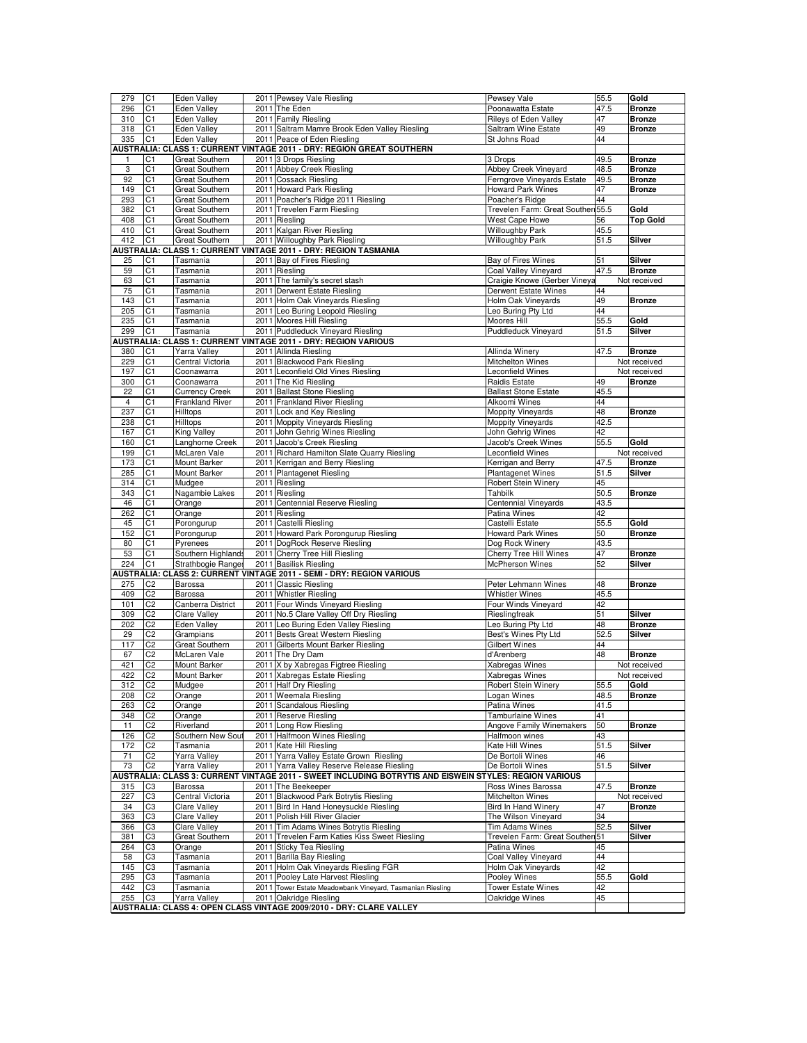| | | | | | | | |
|---|---|---|---|---|---|---|---|
| 279 | C1 | Eden Valley | 2011 | Pewsey Vale Riesling | Pewsey Vale | 55.5 | **Gold** |
| 296 | C1 | Eden Valley | 2011 | The Eden | Poonawatta Estate | 47.5 | **Bronze** |
| 310 | C1 | Eden Valley | 2011 | Family Riesling | Rileys of Eden Valley | 47 | **Bronze** |
| 318 | C1 | Eden Valley | 2011 | Saltram Mamre Brook Eden Valley Riesling | Saltram Wine Estate | 49 | **Bronze** |
| 335 | C1 | Eden Valley | 2011 | Peace of Eden Riesling | St Johns Road | 44 | |
| **AUSTRALIA: CLASS 1: CURRENT VINTAGE 2011 - DRY: REGION GREAT SOUTHERN** | | | | | | | |
| 1 | C1 | Great Southern | 2011 | 3 Drops Riesling | 3 Drops | 49.5 | **Bronze** |
| 3 | C1 | Great Southern | 2011 | Abbey Creek Riesling | Abbey Creek Vineyard | 48.5 | **Bronze** |
| 92 | C1 | Great Southern | 2011 | Cossack Riesling | Ferngrove Vineyards Estate | 49.5 | **Bronze** |
| 149 | C1 | Great Southern | 2011 | Howard Park Riesling | Howard Park Wines | 47 | **Bronze** |
| 293 | C1 | Great Southern | 2011 | Poacher's Ridge 2011 Riesling | Poacher's Ridge | 44 | |
| 382 | C1 | Great Southern | 2011 | Trevelen Farm Riesling | Trevelen Farm: Great Souther | 55.5 | **Gold** |
| 408 | C1 | Great Southern | 2011 | Riesling | West Cape Howe | 56 | **Top Gold** |
| 410 | C1 | Great Southern | 2011 | Kalgan River Riesling | Willoughby Park | 45.5 | |
| 412 | C1 | Great Southern | 2011 | Willoughby Park Riesling | Willoughby Park | 51.5 | **Silver** |
| **AUSTRALIA: CLASS 1: CURRENT VINTAGE 2011 - DRY: REGION TASMANIA** | | | | | | | |
| 25 | C1 | Tasmania | 2011 | Bay of Fires Riesling | Bay of Fires Wines | 51 | **Silver** |
| 59 | C1 | Tasmania | 2011 | Riesling | Coal Valley Vineyard | 47.5 | **Bronze** |
| 63 | C1 | Tasmania | 2011 | The family's secret stash | Craigie Knowe (Gerber Vineya | Not received | |
| 75 | C1 | Tasmania | 2011 | Derwent Estate Riesling | Derwent Estate Wines | 44 | |
| 143 | C1 | Tasmania | 2011 | Holm Oak Vineyards Riesling | Holm Oak Vineyards | 49 | **Bronze** |
| 205 | C1 | Tasmania | 2011 | Leo Buring Leopold Riesling | Leo Buring Pty Ltd | 44 | |
| 235 | C1 | Tasmania | 2011 | Moores Hill Riesling | Moores Hill | 55.5 | **Gold** |
| 299 | C1 | Tasmania | 2011 | Puddleduck Vineyard Riesling | Puddleduck Vineyard | 51.5 | **Silver** |
| **AUSTRALIA: CLASS 1: CURRENT VINTAGE 2011 - DRY: REGION VARIOUS** | | | | | | | |
| 380 | C1 | Yarra Valley | 2011 | Allinda Riesling | Allinda Winery | 47.5 | **Bronze** |
| 229 | C1 | Central Victoria | 2011 | Blackwood Park Riesling | Mitchelton Wines | Not received | |
| 197 | C1 | Coonawarra | 2011 | Leconfield Old Vines Riesling | Leconfield Wines | Not received | |
| 300 | C1 | Coonawarra | 2011 | The Kid Riesling | Raidis Estate | 49 | **Bronze** |
| 22 | C1 | Currency Creek | 2011 | Ballast Stone Riesling | Ballast Stone Estate | 45.5 | |
| 4 | C1 | Frankland River | 2011 | Frankland River Riesling | Alkoomi Wines | 44 | |
| 237 | C1 | Hilltops | 2011 | Lock and Key Riesling | Moppity Vineyards | 48 | **Bronze** |
| 238 | C1 | Hilltops | 2011 | Moppity Vineyards Riesling | Moppity Vineyards | 42.5 | |
| 167 | C1 | King Valley | 2011 | John Gehrig Wines Riesling | John Gehrig Wines | 42 | |
| 160 | C1 | Langhorne Creek | 2011 | Jacob's Creek Riesling | Jacob's Creek Wines | 55.5 | **Gold** |
| 199 | C1 | McLaren Vale | 2011 | Richard Hamilton Slate Quarry Riesling | Leconfield Wines | Not received | |
| 173 | C1 | Mount Barker | 2011 | Kerrigan and Berry Riesling | Kerrigan and Berry | 47.5 | **Bronze** |
| 285 | C1 | Mount Barker | 2011 | Plantagenet Riesling | Plantagenet Wines | 51.5 | **Silver** |
| 314 | C1 | Mudgee | 2011 | Riesling | Robert Stein Winery | 45 | |
| 343 | C1 | Nagambie Lakes | 2011 | Riesling | Tahbilk | 50.5 | **Bronze** |
| 46 | C1 | Orange | 2011 | Centennial Reserve Riesling | Centennial Vineyards | 43.5 | |
| 262 | C1 | Orange | 2011 | Riesling | Patina Wines | 42 | |
| 45 | C1 | Porongurup | 2011 | Castelli Riesling | Castelli Estate | 55.5 | **Gold** |
| 152 | C1 | Porongurup | 2011 | Howard Park Porongurup Riesling | Howard Park Wines | 50 | **Bronze** |
| 80 | C1 | Pyrenees | 2011 | DogRock Reserve Riesling | Dog Rock Winery | 43.5 | |
| 53 | C1 | Southern Highlands | 2011 | Cherry Tree Hill Riesling | Cherry Tree Hill Wines | 47 | **Bronze** |
| 224 | C1 | Strathbogie Ranges | 2011 | Basilisk Riesling | McPherson Wines | 52 | **Silver** |
| **AUSTRALIA: CLASS 2: CURRENT VINTAGE 2011 - SEMI - DRY: REGION VARIOUS** | | | | | | | |
| 275 | C2 | Barossa | 2011 | Classic Riesling | Peter Lehmann Wines | 48 | **Bronze** |
| 409 | C2 | Barossa | 2011 | Whistler Riesling | Whistler Wines | 45.5 | |
| 101 | C2 | Canberra District | 2011 | Four Winds Vineyard Riesling | Four Winds Vineyard | 42 | |
| 309 | C2 | Clare Valley | 2011 | No.5 Clare Valley Off Dry Riesling | Rieslingfreak | 51 | **Silver** |
| 202 | C2 | Eden Valley | 2011 | Leo Buring Eden Valley Riesling | Leo Buring Pty Ltd | 48 | **Bronze** |
| 29 | C2 | Grampians | 2011 | Bests Great Western Riesling | Best's Wines Pty Ltd | 52.5 | **Silver** |
| 117 | C2 | Great Southern | 2011 | Gilberts Mount Barker Riesling | Gilbert Wines | 44 | |
| 67 | C2 | McLaren Vale | 2011 | The Dry Dam | d'Arenberg | 48 | **Bronze** |
| 421 | C2 | Mount Barker | 2011 | X by Xabregas Figtree Riesling | Xabregas Wines | Not received | |
| 422 | C2 | Mount Barker | 2011 | Xabregas Estate Riesling | Xabregas Wines | Not received | |
| 312 | C2 | Mudgee | 2011 | Half Dry Riesling | Robert Stein Winery | 55.5 | **Gold** |
| 208 | C2 | Orange | 2011 | Weemala Riesling | Logan Wines | 48.5 | **Bronze** |
| 263 | C2 | Orange | 2011 | Scandalous Riesling | Patina Wines | 41.5 | |
| 348 | C2 | Orange | 2011 | Reserve Riesling | Tamburlaine Wines | 41 | |
| 11 | C2 | Riverland | 2011 | Long Row Riesling | Angove Family Winemakers | 50 | **Bronze** |
| 126 | C2 | Southern New Sout | 2011 | Halfmoon Wines Riesling | Halfmoon wines | 43 | |
| 172 | C2 | Tasmania | 2011 | Kate Hill Riesling | Kate Hill Wines | 51.5 | **Silver** |
| 71 | C2 | Yarra Valley | 2011 | Yarra Valley Estate Grown Riesling | De Bortoli Wines | 46 | |
| 73 | C2 | Yarra Valley | 2011 | Yarra Valley Reserve Release Riesling | De Bortoli Wines | 51.5 | **Silver** |
| **AUSTRALIA: CLASS 3: CURRENT VINTAGE 2011 - SWEET INCLUDING BOTRYTIS AND EISWEIN STYLES: REGION VARIOUS** | | | | | | | |
| 315 | C3 | Barossa | 2011 | The Beekeeper | Ross Wines Barossa | 47.5 | **Bronze** |
| 227 | C3 | Central Victoria | 2011 | Blackwood Park Botrytis Riesling | Mitchelton Wines | Not received | |
| 34 | C3 | Clare Valley | 2011 | Bird In Hand Honeysuckle Riesling | Bird In Hand Winery | 47 | **Bronze** |
| 363 | C3 | Clare Valley | 2011 | Polish Hill River Glacier | The Wilson Vineyard | 34 | |
| 366 | C3 | Clare Valley | 2011 | Tim Adams Wines Botrytis Riesling | Tim Adams Wines | 52.5 | **Silver** |
| 381 | C3 | Great Southern | 2011 | Trevelen Farm Katies Kiss Sweet Riesling | Trevelen Farm: Great Souther | 51 | **Silver** |
| 264 | C3 | Orange | 2011 | Sticky Tea Riesling | Patina Wines | 45 | |
| 58 | C3 | Tasmania | 2011 | Barilla Bay Riesling | Coal Valley Vineyard | 44 | |
| 145 | C3 | Tasmania | 2011 | Holm Oak Vineyards Riesling FGR | Holm Oak Vineyards | 42 | |
| 295 | C3 | Tasmania | 2011 | Pooley Late Harvest Riesling | Pooley Wines | 55.5 | **Gold** |
| 442 | C3 | Tasmania | 2011 | Tower Estate Meadowbank Vineyard, Tasmanian Riesling | Tower Estate Wines | 42 | |
| 255 | C3 | Yarra Valley | 2011 | Oakridge Riesling | Oakridge Wines | 45 | |
| **AUSTRALIA: CLASS 4: OPEN CLASS VINTAGE 2009/2010 - DRY: CLARE VALLEY** | | | | | | | |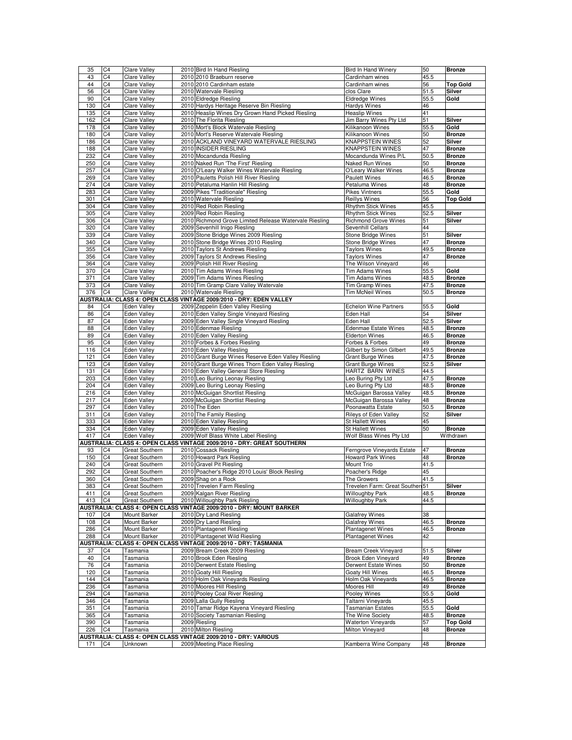| | | | | | | | |
|---|---|---|---|---|---|---|---|
| 35 | C4 | Clare Valley | 2010 | Bird In Hand Riesling | Bird In Hand Winery | 50 | **Bronze** |
| 43 | C4 | Clare Valley | 2010 | 2010 Braeburn reserve | Cardinham wines | 45.5 | |
| 44 | C4 | Clare Valley | 2010 | 2010 Cardinham estate | Cardinham wines | 56 | **Top Gold** |
| 56 | C4 | Clare Valley | 2010 | Watervale Riesling | clos Clare | 51.5 | **Silver** |
| 90 | C4 | Clare Valley | 2010 | Eldredge Riesling | Eldredge Wines | 55.5 | **Gold** |
| 130 | C4 | Clare Valley | 2010 | Hardys Heritage Reserve Bin Riesling | Hardys Wines | 46 | |
| 135 | C4 | Clare Valley | 2010 | Heaslip Wines Dry Grown Hand Picked Riesling | Heaslip Wines | 41 | |
| 162 | C4 | Clare Valley | 2010 | The Florita Riesling | Jim Barry Wines Pty Ltd | 51 | **Silver** |
| 178 | C4 | Clare Valley | 2010 | Mort's Block Watervale Riesling | Kilikanoon Wines | 55.5 | **Gold** |
| 180 | C4 | Clare Valley | 2010 | Mort's Reserve Watervale Riesling | Kilikanoon Wines | 50 | **Bronze** |
| 186 | C4 | Clare Valley | 2010 | ACKLAND VINEYARD WATERVALE RIESLING | KNAPPSTEIN WINES | 52 | **Silver** |
| 188 | C4 | Clare Valley | 2010 | INSIDER RIESLING | KNAPPSTEIN WINES | 47 | **Bronze** |
| 232 | C4 | Clare Valley | 2010 | Mocandunda Riesling | Mocandunda Wines P/L | 50.5 | **Bronze** |
| 250 | C4 | Clare Valley | 2010 | Naked Run 'The First' Riesling | Naked Run Wines | 50 | **Bronze** |
| 257 | C4 | Clare Valley | 2010 | O'Leary Walker Wines Watervale Riesling | O'Leary Walker Wines | 46.5 | **Bronze** |
| 269 | C4 | Clare Valley | 2010 | Pauletts Polish Hill River Riesling | Paulett Wines | 46.5 | **Bronze** |
| 274 | C4 | Clare Valley | 2010 | Petaluma Hanlin Hill Riesling | Petaluma Wines | 48 | **Bronze** |
| 283 | C4 | Clare Valley | 2009 | Pikes "Traditionale" Riesling | Pikes Vintners | 55.5 | **Gold** |
| 301 | C4 | Clare Valley | 2010 | Watervale Riesling | Reillys Wines | 56 | **Top Gold** |
| 304 | C4 | Clare Valley | 2010 | Red Robin Riesling | Rhythm Stick Wines | 45.5 | |
| 305 | C4 | Clare Valley | 2009 | Red Robin Riesling | Rhythm Stick Wines | 52.5 | **Silver** |
| 306 | C4 | Clare Valley | 2010 | Richmond Grove Limited Release Watervale Riesling | Richmond Grove Wines | 51 | **Silver** |
| 320 | C4 | Clare Valley | 2009 | Sevenhill Inigo Riesling | Sevenhill Cellars | 44 | |
| 339 | C4 | Clare Valley | 2009 | Stone Bridge Wines 2009 Riesling | Stone Bridge Wines | 51 | **Silver** |
| 340 | C4 | Clare Valley | 2010 | Stone Bridge Wines 2010 Riesling | Stone Bridge Wines | 47 | **Bronze** |
| 355 | C4 | Clare Valley | 2010 | Taylors St Andrews Riesling | Taylors Wines | 49.5 | **Bronze** |
| 356 | C4 | Clare Valley | 2009 | Taylors St Andrews Riesling | Taylors Wines | 47 | **Bronze** |
| 364 | C4 | Clare Valley | 2009 | Polish Hill River Riesling | The Wilson Vineyard | 46 | |
| 370 | C4 | Clare Valley | 2010 | Tim Adams Wines Riesling | Tim Adams Wines | 55.5 | **Gold** |
| 371 | C4 | Clare Valley | 2009 | Tim Adams Wines Riesling | Tim Adams Wines | 48.5 | **Bronze** |
| 373 | C4 | Clare Valley | 2010 | Tim Gramp Clare Valley Watervale | Tim Gramp Wines | 47.5 | **Bronze** |
| 376 | C4 | Clare Valley | 2010 | Watervale Riesling | Tim McNeil Wines | 50.5 | **Bronze** |
| **AUSTRALIA: CLASS 4: OPEN CLASS VINTAGE 2009/2010 - DRY: EDEN VALLEY** | | | | | | | |
| 84 | C4 | Eden Valley | 2009 | Zeppelin Eden Valley Riesling | Echelon Wine Partners | 55.5 | **Gold** |
| 86 | C4 | Eden Valley | 2010 | Eden Valley Single Vineyard Riesling | Eden Hall | 54 | **Silver** |
| 87 | C4 | Eden Valley | 2009 | Eden Valley Single Vineyard Riesling | Eden Hall | 52.5 | **Silver** |
| 88 | C4 | Eden Valley | 2010 | Edenmae Riesling | Edenmae Estate Wines | 48.5 | **Bronze** |
| 89 | C4 | Eden Valley | 2010 | Eden Valley Riesling | Elderton Wines | 46.5 | **Bronze** |
| 95 | C4 | Eden Valley | 2010 | Forbes & Forbes Riesling | Forbes & Forbes | 49 | **Bronze** |
| 116 | C4 | Eden Valley | 2010 | Eden Valley Riesling | Gilbert by Simon Gilbert | 49.5 | **Bronze** |
| 121 | C4 | Eden Valley | 2010 | Grant Burge Wines Reserve Eden Valley Riesling | Grant Burge Wines | 47.5 | **Bronze** |
| 123 | C4 | Eden Valley | 2010 | Grant Burge Wines Thorn Eden Valley Riesling | Grant Burge Wines | 52.5 | **Silver** |
| 131 | C4 | Eden Valley | 2010 | Eden Valley General Store Riesling | HARTZ BARN WINES | 44.5 | |
| 203 | C4 | Eden Valley | 2010 | Leo Buring Leonay Riesling | Leo Buring Pty Ltd | 47.5 | **Bronze** |
| 204 | C4 | Eden Valley | 2009 | Leo Buring Leonay Riesling | Leo Buring Pty Ltd | 48.5 | **Bronze** |
| 216 | C4 | Eden Valley | 2010 | McGuigan Shortlist Riesling | McGuigan Barossa Valley | 48.5 | **Bronze** |
| 217 | C4 | Eden Valley | 2009 | McGuigan Shortlist Riesling | McGuigan Barossa Valley | 48 | **Bronze** |
| 297 | C4 | Eden Valley | 2010 | The Eden | Poonawatta Estate | 50.5 | **Bronze** |
| 311 | C4 | Eden Valley | 2010 | The Family Riesling | Rileys of Eden Valley | 52 | **Silver** |
| 333 | C4 | Eden Valley | 2010 | Eden Valley Riesling | St Hallett Wines | 45 | |
| 334 | C4 | Eden Valley | 2009 | Eden Valley Riesling | St Hallett Wines | 50 | **Bronze** |
| 417 | C4 | Eden Valley | 2009 | Wolf Blass White Label Riesling | Wolf Blass Wines Pty Ltd | | Withdrawn |
| **AUSTRALIA: CLASS 4: OPEN CLASS VINTAGE 2009/2010 - DRY: GREAT SOUTHERN** | | | | | | | |
| 93 | C4 | Great Southern | 2010 | Cossack Riesling | Ferngrove Vineyards Estate | 47 | **Bronze** |
| 150 | C4 | Great Southern | 2010 | Howard Park Riesling | Howard Park Wines | 48 | **Bronze** |
| 240 | C4 | Great Southern | 2010 | Gravel Pit Riesling | Mount Trio | 41.5 | |
| 292 | C4 | Great Southern | 2010 | Poacher's Ridge 2010 Louis' Block Resling | Poacher's Ridge | 45 | |
| 360 | C4 | Great Southern | 2009 | Shag on a Rock | The Growers | 41.5 | |
| 383 | C4 | Great Southern | 2010 | Trevelen Farm Riesling | Trevelen Farm: Great Souther | 51 | **Silver** |
| 411 | C4 | Great Southern | 2009 | Kalgan River Riesling | Willoughby Park | 48.5 | **Bronze** |
| 413 | C4 | Great Southern | 2010 | Willoughby Park Riesling | Willoughby Park | 44.5 | |
| **AUSTRALIA: CLASS 4: OPEN CLASS VINTAGE 2009/2010 - DRY: MOUNT BARKER** | | | | | | | |
| 107 | C4 | Mount Barker | 2010 | Dry Land Riesling | Galafrey Wines | 38 | |
| 108 | C4 | Mount Barker | 2009 | Dry Land Riesling | Galafrey Wines | 46.5 | **Bronze** |
| 286 | C4 | Mount Barker | 2010 | Plantagenet Riesling | Plantagenet Wines | 46.5 | **Bronze** |
| 288 | C4 | Mount Barker | 2010 | Plantagenet Wild Riesling | Plantagenet Wines | 42 | |
| **AUSTRALIA: CLASS 4: OPEN CLASS VINTAGE 2009/2010 - DRY: TASMANIA** | | | | | | | |
| 37 | C4 | Tasmania | 2009 | Bream Creek 2009 Riesling | Bream Creek Vineyard | 51.5 | **Silver** |
| 40 | C4 | Tasmania | 2010 | Brook Eden Riesling | Brook Eden Vineyard | 49 | **Bronze** |
| 76 | C4 | Tasmania | 2010 | Derwent Estate Riesling | Derwent Estate Wines | 50 | **Bronze** |
| 120 | C4 | Tasmania | 2010 | Goaty Hill Riesling | Goaty Hill Wines | 46.5 | **Bronze** |
| 144 | C4 | Tasmania | 2010 | Holm Oak Vineyards Riesling | Holm Oak Vineyards | 46.5 | **Bronze** |
| 236 | C4 | Tasmania | 2010 | Moores Hill Riesling | Moores Hill | 49 | **Bronze** |
| 294 | C4 | Tasmania | 2010 | Pooley Coal River Riesling | Pooley Wines | 55.5 | **Gold** |
| 346 | C4 | Tasmania | 2009 | Lalla Gully Riesling | Taltarni Vineyards | 45.5 | |
| 351 | C4 | Tasmania | 2010 | Tamar Ridge Kayena Vineyard Riesling | Tasmanian Estates | 55.5 | **Gold** |
| 365 | C4 | Tasmania | 2010 | Society Tasmanian Riesling | The Wine Society | 48.5 | **Bronze** |
| 390 | C4 | Tasmania | 2009 | Riesling | Waterton Vineyards | 57 | **Top Gold** |
| 226 | C4 | Tasmania | 2010 | Milton Riesling | Milton Vineyard | 48 | **Bronze** |
| **AUSTRALIA: CLASS 4: OPEN CLASS VINTAGE 2009/2010 - DRY: VARIOUS** | | | | | | | |
| 171 | C4 | Unknown | 2009 | Meeting Place Riesling | Kamberra Wine Company | 48 | **Bronze** |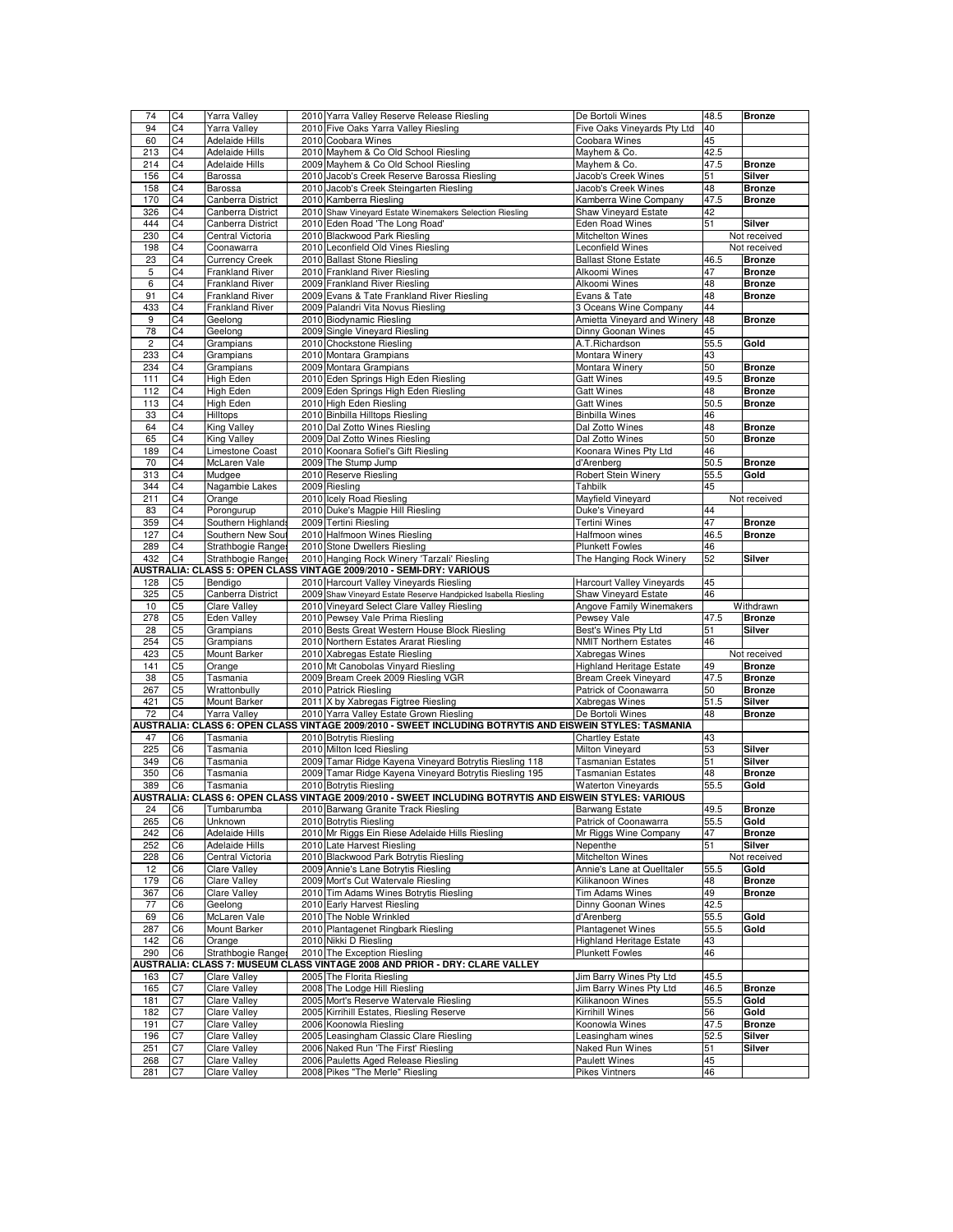| | | | | | | | |
|---|---|---|---|---|---|---|---|
| 74 | C4 | Yarra Valley | 2010 | Yarra Valley Reserve Release Riesling | De Bortoli Wines | 48.5 | **Bronze** |
| 94 | C4 | Yarra Valley | 2010 | Five Oaks Yarra Valley Riesling | Five Oaks Vineyards Pty Ltd | 40 | |
| 60 | C4 | Adelaide Hills | 2010 | Coobara Wines | Coobara Wines | 45 | |
| 213 | C4 | Adelaide Hills | 2010 | Mayhem & Co Old School Riesling | Mayhem & Co. | 42.5 | |
| 214 | C4 | Adelaide Hills | 2009 | Mayhem & Co Old School Riesling | Mayhem & Co. | 47.5 | **Bronze** |
| 156 | C4 | Barossa | 2010 | Jacob's Creek Reserve Barossa Riesling | Jacob's Creek Wines | 51 | **Silver** |
| 158 | C4 | Barossa | 2010 | Jacob's Creek Steingarten Riesling | Jacob's Creek Wines | 48 | **Bronze** |
| 170 | C4 | Canberra District | 2010 | Kamberra Riesling | Kamberra Wine Company | 47.5 | **Bronze** |
| 326 | C4 | Canberra District | 2010 | Shaw Vineyard Estate Winemakers Selection Riesling | Shaw Vineyard Estate | 42 | |
| 444 | C4 | Canberra District | 2010 | Eden Road 'The Long Road' | Eden Road Wines | 51 | **Silver** |
| 230 | C4 | Central Victoria | 2010 | Blackwood Park Riesling | Mitchelton Wines | | Not received |
| 198 | C4 | Coonawarra | 2010 | Leconfield Old Vines Riesling | Leconfield Wines | | Not received |
| 23 | C4 | Currency Creek | 2010 | Ballast Stone Riesling | Ballast Stone Estate | 46.5 | **Bronze** |
| 5 | C4 | Frankland River | 2010 | Frankland River Riesling | Alkoomi Wines | 47 | **Bronze** |
| 6 | C4 | Frankland River | 2009 | Frankland River Riesling | Alkoomi Wines | 48 | **Bronze** |
| 91 | C4 | Frankland River | 2009 | Evans & Tate Frankland River Riesling | Evans & Tate | 48 | **Bronze** |
| 433 | C4 | Frankland River | 2009 | Palandri Vita Novus Riesling | 3 Oceans Wine Company | 44 | |
| 9 | C4 | Geelong | 2010 | Biodynamic Riesling | Amietta Vineyard and Winery | 48 | **Bronze** |
| 78 | C4 | Geelong | 2009 | Single Vineyard Riesling | Dinny Goonan Wines | 45 | |
| 2 | C4 | Grampians | 2010 | Chockstone Riesling | A.T.Richardson | 55.5 | **Gold** |
| 233 | C4 | Grampians | 2010 | Montara Grampians | Montara Winery | 43 | |
| 234 | C4 | Grampians | 2009 | Montara Grampians | Montara Winery | 50 | **Bronze** |
| 111 | C4 | High Eden | 2010 | Eden Springs High Eden Riesling | Gatt Wines | 49.5 | **Bronze** |
| 112 | C4 | High Eden | 2009 | Eden Springs High Eden Riesling | Gatt Wines | 48 | **Bronze** |
| 113 | C4 | High Eden | 2010 | High Eden Riesling | Gatt Wines | 50.5 | **Bronze** |
| 33 | C4 | Hilltops | 2010 | Binbilla Hilltops Riesling | Binbilla Wines | 46 | |
| 64 | C4 | King Valley | 2010 | Dal Zotto Wines Riesling | Dal Zotto Wines | 48 | **Bronze** |
| 65 | C4 | King Valley | 2009 | Dal Zotto Wines Riesling | Dal Zotto Wines | 50 | **Bronze** |
| 189 | C4 | Limestone Coast | 2010 | Koonara Sofiel's Gift Riesling | Koonara Wines Pty Ltd | 46 | |
| 70 | C4 | McLaren Vale | 2009 | The Stump Jump | d'Arenberg | 50.5 | **Bronze** |
| 313 | C4 | Mudgee | 2010 | Reserve Riesling | Robert Stein Winery | 55.5 | **Gold** |
| 344 | C4 | Nagambie Lakes | 2009 | Riesling | Tahbilk | 45 | |
| 211 | C4 | Orange | 2010 | Icely Road Riesling | Mayfield Vineyard | | Not received |
| 83 | C4 | Porongurup | 2010 | Duke's Magpie Hill Riesling | Duke's Vineyard | 44 | |
| 359 | C4 | Southern Highlands | 2009 | Tertini Riesling | Tertini Wines | 47 | **Bronze** |
| 127 | C4 | Southern New Sout | 2010 | Halfmoon Wines Riesling | Halfmoon wines | 46.5 | **Bronze** |
| 289 | C4 | Strathbogie Range | 2010 | Stone Dwellers Riesling | Plunkett Fowles | 46 | |
| 432 | C4 | Strathbogie Range | 2010 | Hanging Rock Winery 'Tarzali' Riesling | The Hanging Rock Winery | 52 | **Silver** |
| **AUSTRALIA: CLASS 5: OPEN CLASS VINTAGE 2009/2010 - SEMI-DRY: VARIOUS** | | | | | | | |
| 128 | C5 | Bendigo | 2010 | Harcourt Valley Vineyards Riesling | Harcourt Valley Vineyards | 45 | |
| 325 | C5 | Canberra District | 2009 | Shaw Vineyard Estate Reserve Handpicked Isabella Riesling | Shaw Vineyard Estate | 46 | |
| 10 | C5 | Clare Valley | 2010 | Vineyard Select Clare Valley Riesling | Angove Family Winemakers | | Withdrawn |
| 278 | C5 | Eden Valley | 2010 | Pewsey Vale Prima Riesling | Pewsey Vale | 47.5 | **Bronze** |
| 28 | C5 | Grampians | 2010 | Bests Great Western House Block Riesling | Best's Wines Pty Ltd | 51 | **Silver** |
| 254 | C5 | Grampians | 2010 | Northern Estates Ararat Riesling | NMIT Northern Estates | 46 | |
| 423 | C5 | Mount Barker | 2010 | Xabregas Estate Riesling | Xabregas Wines | | Not received |
| 141 | C5 | Orange | 2010 | Mt Canobolas Vinyard Riesling | Highland Heritage Estate | 49 | **Bronze** |
| 38 | C5 | Tasmania | 2009 | Bream Creek 2009 Riesling VGR | Bream Creek Vineyard | 47.5 | **Bronze** |
| 267 | C5 | Wrattonbully | 2010 | Patrick Riesling | Patrick of Coonawarra | 50 | **Bronze** |
| 421 | C5 | Mount Barker | 2011 | X by Xabregas Figtree Riesling | Xabregas Wines | 51.5 | **Silver** |
| 72 | C4 | Yarra Valley | 2010 | Yarra Valley Estate Grown Riesling | De Bortoli Wines | 48 | **Bronze** |
| **AUSTRALIA: CLASS 6: OPEN CLASS VINTAGE 2009/2010 - SWEET INCLUDING BOTRYTIS AND EISWEIN STYLES: TASMANIA** | | | | | | | |
| 47 | C6 | Tasmania | 2010 | Botrytis Riesling | Chartley Estate | 43 | |
| 225 | C6 | Tasmania | 2010 | Milton Iced Riesling | Milton Vineyard | 53 | **Silver** |
| 349 | C6 | Tasmania | 2009 | Tamar Ridge Kayena Vineyard Botrytis Riesling 118 | Tasmanian Estates | 51 | **Silver** |
| 350 | C6 | Tasmania | 2009 | Tamar Ridge Kayena Vineyard Botrytis Riesling 195 | Tasmanian Estates | 48 | **Bronze** |
| 389 | C6 | Tasmania | 2010 | Botrytis Riesling | Waterton Vineyards | 55.5 | **Gold** |
| **AUSTRALIA: CLASS 6: OPEN CLASS VINTAGE 2009/2010 - SWEET INCLUDING BOTRYTIS AND EISWEIN STYLES: VARIOUS** | | | | | | | |
| 24 | C6 | Tumbarumba | 2010 | Barwang Granite Track Riesling | Barwang Estate | 49.5 | **Bronze** |
| 265 | C6 | Unknown | 2010 | Botrytis Riesling | Patrick of Coonawarra | 55.5 | **Gold** |
| 242 | C6 | Adelaide Hills | 2010 | Mr Riggs Ein Riese Adelaide Hills Riesling | Mr Riggs Wine Company | 47 | **Bronze** |
| 252 | C6 | Adelaide Hills | 2010 | Late Harvest Riesling | Nepenthe | 51 | **Silver** |
| 228 | C6 | Central Victoria | 2010 | Blackwood Park Botrytis Riesling | Mitchelton Wines | | Not received |
| 12 | C6 | Clare Valley | 2009 | Annie's Lane Botrytis Riesling | Annie's Lane at Quelltaler | 55.5 | **Gold** |
| 179 | C6 | Clare Valley | 2009 | Mort's Cut Watervale Riesling | Kilikanoon Wines | 48 | **Bronze** |
| 367 | C6 | Clare Valley | 2010 | Tim Adams Wines Botrytis Riesling | Tim Adams Wines | 49 | **Bronze** |
| 77 | C6 | Geelong | 2010 | Early Harvest Riesling | Dinny Goonan Wines | 42.5 | |
| 69 | C6 | McLaren Vale | 2010 | The Noble Wrinkled | d'Arenberg | 55.5 | **Gold** |
| 287 | C6 | Mount Barker | 2010 | Plantagenet Ringbark Riesling | Plantagenet Wines | 55.5 | **Gold** |
| 142 | C6 | Orange | 2010 | Nikki D Riesling | Highland Heritage Estate | 43 | |
| 290 | C6 | Strathbogie Range | 2010 | The Exception Riesling | Plunkett Fowles | 46 | |
| **AUSTRALIA: CLASS 7: MUSEUM CLASS VINTAGE 2008 AND PRIOR - DRY: CLARE VALLEY** | | | | | | | |
| 163 | C7 | Clare Valley | 2005 | The Florita Riesling | Jim Barry Wines Pty Ltd | 45.5 | |
| 165 | C7 | Clare Valley | 2008 | The Lodge Hill Riesling | Jim Barry Wines Pty Ltd | 46.5 | **Bronze** |
| 181 | C7 | Clare Valley | 2005 | Mort's Reserve Watervale Riesling | Kilikanoon Wines | 55.5 | **Gold** |
| 182 | C7 | Clare Valley | 2005 | Kirrihill Estates, Riesling Reserve | Kirrihill Wines | 56 | **Gold** |
| 191 | C7 | Clare Valley | 2006 | Koonowla Riesling | Koonowla Wines | 47.5 | **Bronze** |
| 196 | C7 | Clare Valley | 2005 | Leasingham Classic Clare Riesling | Leasingham wines | 52.5 | **Silver** |
| 251 | C7 | Clare Valley | 2006 | Naked Run 'The First' Riesling | Naked Run Wines | 51 | **Silver** |
| 268 | C7 | Clare Valley | 2006 | Pauletts Aged Release Riesling | Paulett Wines | 45 | |
| 281 | C7 | Clare Valley | 2008 | Pikes "The Merle" Riesling | Pikes Vintners | 46 | |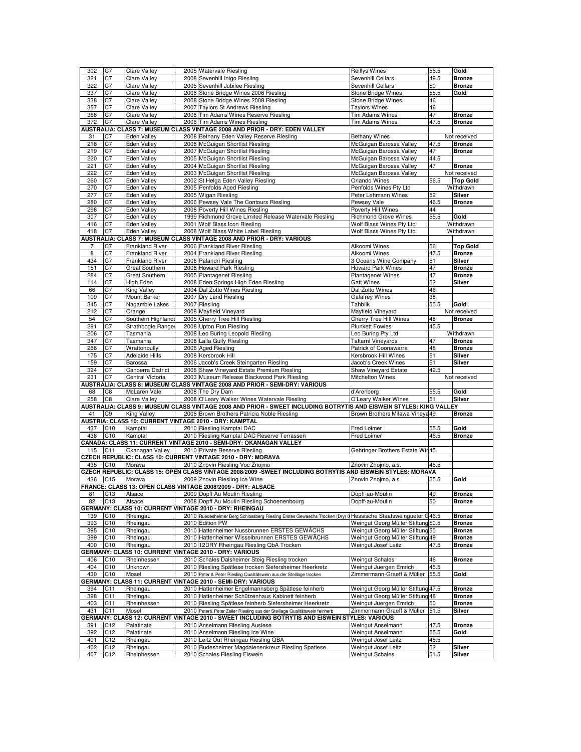| | | | | | | | |
|---|---|---|---|---|---|---|---|
| 302 | C7 | Clare Valley | 2005 | Watervale Riesling | Reillys Wines | 55.5 | **Gold** |
| 321 | C7 | Clare Valley | 2008 | Sevenhill Inigo Riesling | Sevenhill Cellars | 49.5 | **Bronze** |
| 322 | C7 | Clare Valley | 2005 | Sevenhill Jubilee Riesling | Sevenhill Cellars | 50 | **Bronze** |
| 337 | C7 | Clare Valley | 2006 | Stone Bridge Wines 2006 Riesling | Stone Bridge Wines | 55.5 | **Gold** |
| 338 | C7 | Clare Valley | 2008 | Stone Bridge Wines 2008 Riesling | Stone Bridge Wines | 46 | |
| 357 | C7 | Clare Valley | 2007 | Taylors St Andrews Riesling | Taylors Wines | 46 | |
| 368 | C7 | Clare Valley | 2008 | Tim Adams Wines Reserve Riesling | Tim Adams Wines | 47 | **Bronze** |
| 372 | C7 | Clare Valley | 2006 | Tim Adams Wines Riesling | Tim Adams Wines | 47.5 | **Bronze** |
| **AUSTRALIA: CLASS 7: MUSEUM CLASS VINTAGE 2008 AND PRIOR - DRY: EDEN VALLEY** | | | | | | | |
| 31 | C7 | Eden Valley | 2008 | Bethany Eden Valley Reserve Riesling | Bethany Wines | | Not received |
| 218 | C7 | Eden Valley | 2008 | McGuigan Shortlist Riesling | McGuigan Barossa Valley | 47.5 | **Bronze** |
| 219 | C7 | Eden Valley | 2007 | McGuigan Shortlist Riesling | McGuigan Barossa Valley | 47 | **Bronze** |
| 220 | C7 | Eden Valley | 2005 | McGuigan Shortlist Riesling | McGuigan Barossa Valley | 44.5 | |
| 221 | C7 | Eden Valley | 2004 | McGuigan Shortlist Riesling | McGuigan Barossa Valley | 47 | **Bronze** |
| 222 | C7 | Eden Valley | 2003 | McGuigan Shortlist Riesling | McGuigan Barossa Valley | | Not received |
| 260 | C7 | Eden Valley | 2002 | St Helga Eden Valley Riesling | Orlando Wines | 56.5 | **Top Gold** |
| 270 | C7 | Eden Valley | 2005 | Penfolds Aged Riesling | Penfolds Wines Pty Ltd | | Withdrawn |
| 277 | C7 | Eden Valley | 2005 | Wigan Riesling | Peter Lehmann Wines | 52 | **Silver** |
| 280 | C7 | Eden Valley | 2006 | Pewsey Vale The Contours Riesling | Pewsey Vale | 46.5 | **Bronze** |
| 298 | C7 | Eden Valley | 2008 | Poverty Hill Wines Riesling | Poverty Hill Wines | 44 | |
| 307 | C7 | Eden Valley | 1999 | Richmond Grove Limited Release Watervale Riesling | Richmond Grove Wines | 55.5 | **Gold** |
| 416 | C7 | Eden Valley | 2001 | Wolf Blass Icon Riesling | Wolf Blass Wines Pty Ltd | | Withdrawn |
| 418 | C7 | Eden Valley | 2008 | Wolf Blass White Label Riesling | Wolf Blass Wines Pty Ltd | | Withdrawn |
| **AUSTRALIA: CLASS 7: MUSEUM CLASS VINTAGE 2008 AND PRIOR - DRY: VARIOUS** | | | | | | | |
| 7 | C7 | Frankland River | 2006 | Frankland River Riesling | Alkoomi Wines | 56 | **Top Gold** |
| 8 | C7 | Frankland River | 2004 | Frankland River Riesling | Alkoomi Wines | 47.5 | **Bronze** |
| 434 | C7 | Frankland River | 2006 | Palandri Riesling | 3 Oceans Wine Company | 51 | **Silver** |
| 151 | C7 | Great Southern | 2008 | Howard Park Riesling | Howard Park Wines | 47 | **Bronze** |
| 284 | C7 | Great Southern | 2005 | Plantagenet Riesling | Plantagenet Wines | 47 | **Bronze** |
| 114 | C7 | High Eden | 2008 | Eden Springs High Eden Riesling | Gatt Wines | 52 | **Silver** |
| 66 | C7 | King Valley | 2004 | Dal Zotto Wines Riesling | Dal Zotto Wines | 46 | |
| 109 | C7 | Mount Barker | 2007 | Dry Land Riesling | Galafrey Wines | 38 | |
| 345 | C7 | Nagambie Lakes | 2007 | Riesling | Tahbilk | 55.5 | **Gold** |
| 212 | C7 | Orange | 2008 | Mayfield Vineyard | Mayfield Vineyard | | Not received |
| 54 | C7 | Southern Highlands | 2005 | Cherry Tree Hill Riesling | Cherry Tree Hill Wines | 48 | **Bronze** |
| 291 | C7 | Strathbogie Ranges | 2008 | Upton Run Riesling | Plunkett Fowles | 45.5 | |
| 206 | C7 | Tasmania | 2008 | Leo Buring Leopold Riesling | Leo Buring Pty Ltd | | Withdrawn |
| 347 | C7 | Tasmania | 2008 | Lalla Gully Riesling | Taltarni Vineyards | 47 | **Bronze** |
| 266 | C7 | Wrattonbully | 2006 | Aged Riesling | Patrick of Coonawarra | 48 | **Bronze** |
| 175 | C7 | Adelaide Hills | 2008 | Kersbrook Hill | Kersbrook Hill Wines | 51 | **Silver** |
| 159 | C7 | Barossa | 2006 | Jacob's Creek Steingarten Riesling | Jacob's Creek Wines | 51 | **Silver** |
| 324 | C7 | Canberra District | 2008 | Shaw Vineyard Estate Premium Riesling | Shaw Vineyard Estate | 42.5 | |
| 231 | C7 | Central Victoria | 2003 | Museum Release Blackwood Park Riesling | Mitchelton Wines | | Not received |
| **AUSTRALIA: CLASS 8: MUSEUM CLASS VINTAGE 2008 AND PRIOR - SEMI-DRY: VARIOUS** | | | | | | | |
| 68 | C8 | McLaren Vale | 2008 | The Dry Dam | d'Arenberg | 55.5 | **Gold** |
| 258 | C8 | Clare Valley | 2008 | O'Leary Walker Wines Watervale Riesling | O'Leary Walker Wines | 51 | **Silver** |
| **AUSTRALIA: CLASS 9: MUSEUM CLASS VINTAGE 2008 AND PRIOR - SWEET INCLUDING BOTRYTIS AND EISWEIN STYLES: KING VALLEY** | | | | | | | |
| 41 | C9 | King Valley | 2006 | Brown Brothers Patricia Noble Riesling | Brown Brothers Milawa Vineya | 49 | **Bronze** |
| **AUSTRIA: CLASS 10: CURRENT VINTAGE 2010 - DRY: KAMPTAL** | | | | | | | |
| 437 | C10 | Kamptal | 2010 | Riesling Kamptal DAC | Fred Loimer | 55.5 | **Gold** |
| 438 | C10 | Kamptal | 2010 | Riesling Kamptal DAC Reserve Terrassen | Fred Loimer | 46.5 | **Bronze** |
| **CANADA: CLASS 11: CURRENT VINTAGE 2010 - SEMI-DRY: OKANAGAN VALLEY** | | | | | | | |
| 115 | C11 | Okanagan Valley | 2010 | Private Reserve Riesling | Gehringer Brothers Estate Win | 45 | |
| **CZECH REPUBLIC: CLASS 10: CURRENT VINTAGE 2010 - DRY: MORAVA** | | | | | | | |
| 435 | C10 | Morava | 2010 | Znovin Riesling Voc Znojmo | Znovin Znojmo, a.s. | 45.5 | |
| **CZECH REPUBLIC: CLASS 15: OPEN CLASS VINTAGE 2008/2009 -SWEET INCLUDING BOTRYTIS AND EISWEIN STYLES: MORAVA** | | | | | | | |
| 436 | C15 | Morava | 2009 | Znovin Riesling Ice Wine | Znovin Znojmo, a.s. | 55.5 | **Gold** |
| **FRANCE: CLASS 13: OPEN CLASS VINTAGE 2008/2009 - DRY: ALSACE** | | | | | | | |
| 81 | C13 | Alsace | 2009 | Dopff Au Moulin Riesling | Dopff-au-Moulin | 49 | **Bronze** |
| 82 | C13 | Alsace | 2008 | Dopff Au Moulin Riesling Schoenenbourg | Dopff-au-Moulin | 50 | **Bronze** |
| **GERMANY: CLASS 10: CURRENT VINTAGE 2010 - DRY: RHEINGAU** | | | | | | | |
| 139 | C10 | Rheingau | 2010 | Ruedesheimer Berg Schlossberg Riesling Erstes Gewaechs Trocken (Dry) ( | Hessische Staatsweingueter G | 46.5 | **Bronze** |
| 393 | C10 | Rheingau | 2010 | Edition PW | Weingut Georg Müller Stiftung | 50.5 | **Bronze** |
| 395 | C10 | Rheingau | 2010 | Hattenheimer Nussbrunnen ERSTES GEWÄCHS | Weingut Georg Müller Stiftung | 50 | **Bronze** |
| 399 | C10 | Rheingau | 2010 | Hattenheimer Wisselbrunnen ERSTES GEWÄCHS | Weingut Georg Müller Stiftung | 49 | **Bronze** |
| 400 | C10 | Rheingau | 2010 | 12DRY Rheingau Riesling QbA Trocken | Weingut Josef Leitz | 47.5 | **Bronze** |
| **GERMANY: CLASS 10: CURRENT VINTAGE 2010 - DRY: VARIOUS** | | | | | | | |
| 406 | C10 | Rheinhessen | 2010 | Schales Dalsheimer Steig Riesling trocken | Weingut Schales | 46 | **Bronze** |
| 404 | C10 | Unknown | 2010 | Riesling Spätlese trocken Siefersheimer Heerkretz | Weingut Juergen Emrich | 45.5 | |
| 430 | C10 | Mosel | 2010 | Peter & Peter Riesling Qualitätswein aus der Steillage trocken | Zimmermann-Graeff & Müller | 55.5 | **Gold** |
| **GERMANY: CLASS 11: CURRENT VINTAGE 2010 - SEMI-DRY: VARIOUS** | | | | | | | |
| 394 | C11 | Rheingau | 2010 | Hattenheimer Engelmannsberg Spätlese feinherb | Weingut Georg Müller Stiftung | 47.5 | **Bronze** |
| 398 | C11 | Rheingau | 2010 | Hattenheimer Schützenhaus Kabinett feinherb | Weingut Georg Müller Stiftung | 48 | **Bronze** |
| 403 | C11 | Rheinhessen | 2010 | Riesling Spätlese feinherb Siefersheimer Heerkretz | Weingut Juergen Emrich | 50 | **Bronze** |
| 431 | C11 | Mosel | 2010 | Peter& Peter Zeller Riesling aus der Steillage Qualitätswein feinherb | Zimmermann-Graeff & Müller | 51.5 | **Silver** |
| **GERMANY: CLASS 12: CURRENT VINTAGE 2010 - SWEET INCLUDING BOTRYTIS AND EISWEIN STYLES: VARIOUS** | | | | | | | |
| 391 | C12 | Palatinate | 2010 | Anselmann Riesling Auslese | Weingut Anselmann | 47.5 | **Bronze** |
| 392 | C12 | Palatinate | 2010 | Anselmann Riesling Ice Wine | Weingut Anselmann | 55.5 | **Gold** |
| 401 | C12 | Rheingau | 2010 | Leitz Out Rheingau Riesling QBA | Weingut Josef Leitz | 45.5 | |
| 402 | C12 | Rheingau | 2010 | Rudesheimer Magdalenenkreuz Riesling Spatlese | Weingut Josef Leitz | 52 | **Silver** |
| 407 | C12 | Rheinhessen | 2010 | Schales Riesling Eiswein | Weingut Schales | 51.5 | **Silver** |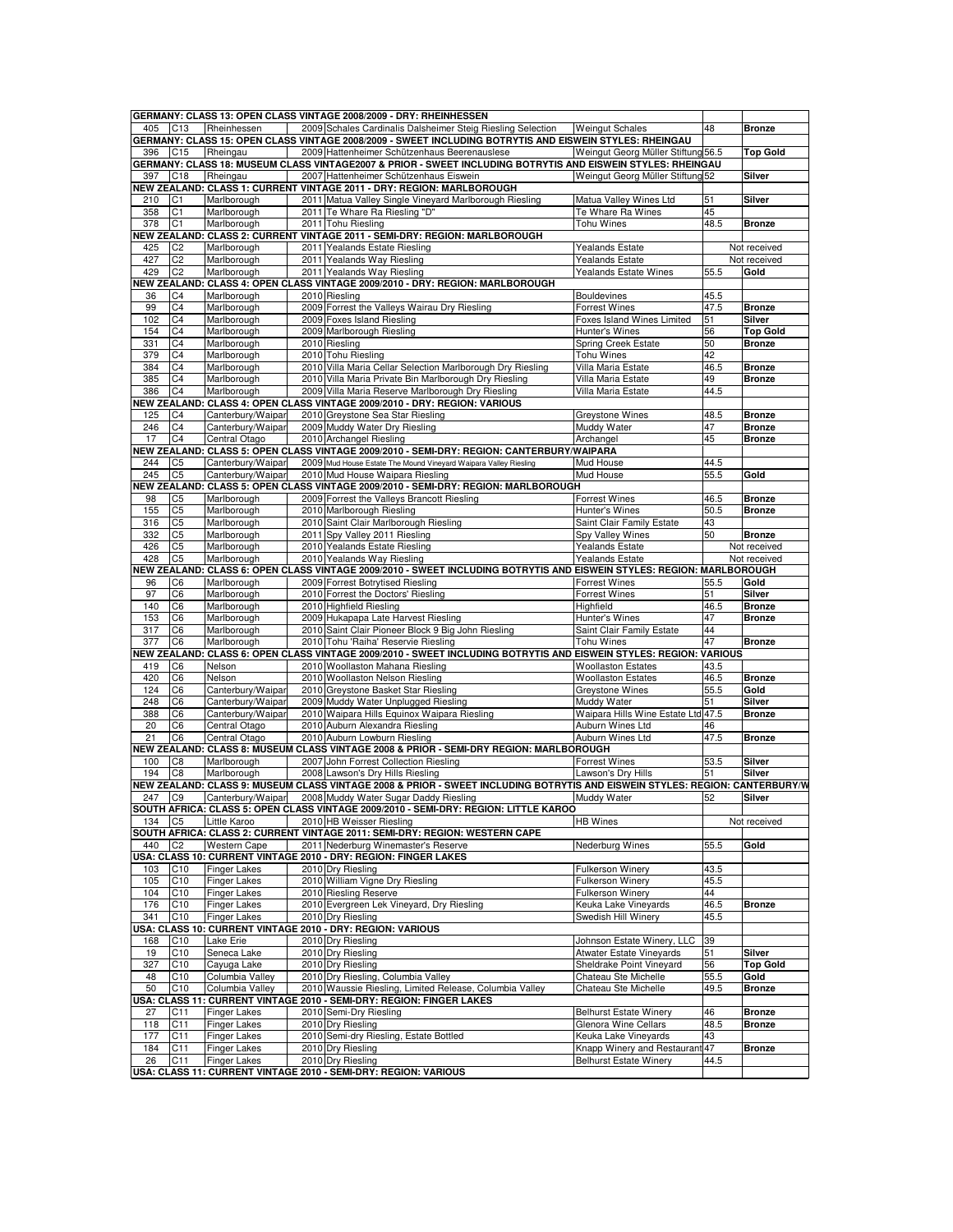| | | | | | | | |
|---|---|---|---|---|---|---|---|
| **GERMANY: CLASS 13: OPEN CLASS VINTAGE 2008/2009 - DRY: RHEINHESSEN** | | | | | | | |
| 405 | C13 | Rheinhessen | 2009 | Schales Cardinalis Dalsheimer Steig Riesling Selection | Weingut Schales | 48 | **Bronze** |
| **GERMANY: CLASS 15: OPEN CLASS VINTAGE 2008/2009 - SWEET INCLUDING BOTRYTIS AND EISWEIN STYLES: RHEINGAU** | | | | | | | |
| 396 | C15 | Rheingau | 2009 | Hattenheimer Schützenhaus Beerenauslese | Weingut Georg Müller Stiftung | 56.5 | **Top Gold** |
| **GERMANY: CLASS 18: MUSEUM CLASS VINTAGE2007 & PRIOR - SWEET INCLUDING BOTRYTIS AND EISWEIN STYLES: RHEINGAU** | | | | | | | |
| 397 | C18 | Rheingau | 2007 | Hattenheimer Schützenhaus Eiswein | Weingut Georg Müller Stiftung | 52 | **Silver** |
| **NEW ZEALAND: CLASS 1: CURRENT VINTAGE 2011 - DRY: REGION: MARLBOROUGH** | | | | | | | |
| 210 | C1 | Marlborough | 2011 | Matua Valley Single Vineyard Marlborough Riesling | Matua Valley Wines Ltd | 51 | **Silver** |
| 358 | C1 | Marlborough | 2011 | Te Whare Ra Riesling "D" | Te Whare Ra Wines | 45 | |
| 378 | C1 | Marlborough | 2011 | Tohu Riesling | Tohu Wines | 48.5 | **Bronze** |
| **NEW ZEALAND: CLASS 2: CURRENT VINTAGE 2011 - SEMI-DRY: REGION: MARLBOROUGH** | | | | | | | |
| 425 | C2 | Marlborough | 2011 | Yealands Estate Riesling | Yealands Estate | | Not received |
| 427 | C2 | Marlborough | 2011 | Yealands Way Riesling | Yealands Estate | | Not received |
| 429 | C2 | Marlborough | 2011 | Yealands Way Riesling | Yealands Estate Wines | 55.5 | **Gold** |
| **NEW ZEALAND: CLASS 4: OPEN CLASS VINTAGE 2009/2010 - DRY: REGION: MARLBOROUGH** | | | | | | | |
| 36 | C4 | Marlborough | 2010 | Riesling | Bouldevines | 45.5 | |
| 99 | C4 | Marlborough | 2009 | Forrest the Valleys Wairau Dry Riesling | Forrest Wines | 47.5 | **Bronze** |
| 102 | C4 | Marlborough | 2009 | Foxes Island Riesling | Foxes Island Wines Limited | 51 | **Silver** |
| 154 | C4 | Marlborough | 2009 | Marlborough Riesling | Hunter's Wines | 56 | **Top Gold** |
| 331 | C4 | Marlborough | 2010 | Riesling | Spring Creek Estate | 50 | **Bronze** |
| 379 | C4 | Marlborough | 2010 | Tohu Riesling | Tohu Wines | 42 | |
| 384 | C4 | Marlborough | 2010 | Villa Maria Cellar Selection Marlborough Dry Riesling | Villa Maria Estate | 46.5 | **Bronze** |
| 385 | C4 | Marlborough | 2010 | Villa Maria Private Bin Marlborough Dry Riesling | Villa Maria Estate | 49 | **Bronze** |
| 386 | C4 | Marlborough | 2009 | Villa Maria Reserve Marlborough Dry Riesling | Villa Maria Estate | 44.5 | |
| **NEW ZEALAND: CLASS 4: OPEN CLASS VINTAGE 2009/2010 - DRY: REGION: VARIOUS** | | | | | | | |
| 125 | C4 | Canterbury/Waipar | 2010 | Greystone Sea Star Riesling | Greystone Wines | 48.5 | **Bronze** |
| 246 | C4 | Canterbury/Waipar | 2009 | Muddy Water Dry Riesling | Muddy Water | 47 | **Bronze** |
| 17 | C4 | Central Otago | 2010 | Archangel Riesling | Archangel | 45 | **Bronze** |
| **NEW ZEALAND: CLASS 5: OPEN CLASS VINTAGE 2009/2010 - SEMI-DRY: REGION: CANTERBURY/WAIPARA** | | | | | | | |
| 244 | C5 | Canterbury/Waipar | 2009 | Mud House Estate The Mound Vineyard Waipara Valley Riesling | Mud House | 44.5 | |
| 245 | C5 | Canterbury/Waipar | 2010 | Mud House Waipara Riesling | Mud House | 55.5 | **Gold** |
| **NEW ZEALAND: CLASS 5: OPEN CLASS VINTAGE 2009/2010 - SEMI-DRY: REGION: MARLBOROUGH** | | | | | | | |
| 98 | C5 | Marlborough | 2009 | Forrest the Valleys Brancott Riesling | Forrest Wines | 46.5 | **Bronze** |
| 155 | C5 | Marlborough | 2010 | Marlborough Riesling | Hunter's Wines | 50.5 | **Bronze** |
| 316 | C5 | Marlborough | 2010 | Saint Clair Marlborough Riesling | Saint Clair Family Estate | 43 | |
| 332 | C5 | Marlborough | 2011 | Spy Valley 2011 Riesling | Spy Valley Wines | 50 | **Bronze** |
| 426 | C5 | Marlborough | 2010 | Yealands Estate Riesling | Yealands Estate | | Not received |
| 428 | C5 | Marlborough | 2010 | Yealands Way Riesling | Yealands Estate | | Not received |
| **NEW ZEALAND: CLASS 6: OPEN CLASS VINTAGE 2009/2010 - SWEET INCLUDING BOTRYTIS AND EISWEIN STYLES: REGION: MARLBOROUGH** | | | | | | | |
| 96 | C6 | Marlborough | 2009 | Forrest Botrytised Riesling | Forrest Wines | 55.5 | **Gold** |
| 97 | C6 | Marlborough | 2010 | Forrest the Doctors' Riesling | Forrest Wines | 51 | **Silver** |
| 140 | C6 | Marlborough | 2010 | Highfield Riesling | Highfield | 46.5 | **Bronze** |
| 153 | C6 | Marlborough | 2009 | Hukapapa Late Harvest Riesling | Hunter's Wines | 47 | **Bronze** |
| 317 | C6 | Marlborough | 2010 | Saint Clair Pioneer Block 9 Big John Riesling | Saint Clair Family Estate | 44 | |
| 377 | C6 | Marlborough | 2010 | Tohu 'Raiha' Reservie Riesling | Tohu Wines | 47 | **Bronze** |
| **NEW ZEALAND: CLASS 6: OPEN CLASS VINTAGE 2009/2010 - SWEET INCLUDING BOTRYTIS AND EISWEIN STYLES: REGION: VARIOUS** | | | | | | | |
| 419 | C6 | Nelson | 2010 | Woollaston Mahana Riesling | Woollaston Estates | 43.5 | |
| 420 | C6 | Nelson | 2010 | Woollaston Nelson Riesling | Woollaston Estates | 46.5 | **Bronze** |
| 124 | C6 | Canterbury/Waipar | 2010 | Greystone Basket Star Riesling | Greystone Wines | 55.5 | **Gold** |
| 248 | C6 | Canterbury/Waipar | 2009 | Muddy Water Unplugged Riesling | Muddy Water | 51 | **Silver** |
| 388 | C6 | Canterbury/Waipar | 2010 | Waipara Hills Equinox Waipara Riesling | Waipara Hills Wine Estate Ltd | 47.5 | **Bronze** |
| 20 | C6 | Central Otago | 2010 | Auburn Alexandra Riesling | Auburn Wines Ltd | 46 | |
| 21 | C6 | Central Otago | 2010 | Auburn Lowburn Riesling | Auburn Wines Ltd | 47.5 | **Bronze** |
| **NEW ZEALAND: CLASS 8: MUSEUM CLASS VINTAGE 2008 & PRIOR - SEMI-DRY REGION: MARLBOROUGH** | | | | | | | |
| 100 | C8 | Marlborough | 2007 | John Forrest Collection Riesling | Forrest Wines | 53.5 | **Silver** |
| 194 | C8 | Marlborough | 2008 | Lawson's Dry Hills Riesling | Lawson's Dry Hills | 51 | **Silver** |
| **NEW ZEALAND: CLASS 9: MUSEUM CLASS VINTAGE 2008 & PRIOR - SWEET INCLUDING BOTRYTIS AND EISWEIN STYLES: REGION: CANTERBURY/W** | | | | | | | |
| 247 | C9 | Canterbury/Waipar | 2008 | Muddy Water Sugar Daddy Riesling | Muddy Water | 52 | **Silver** |
| **SOUTH AFRICA: CLASS 5: OPEN CLASS VINTAGE 2009/2010 - SEMI-DRY: REGION: LITTLE KAROO** | | | | | | | |
| 134 | C5 | Little Karoo | 2010 | HB Weisser Riesling | HB Wines | | Not received |
| **SOUTH AFRICA: CLASS 2: CURRENT VINTAGE 2011: SEMI-DRY: REGION: WESTERN CAPE** | | | | | | | |
| 440 | C2 | Western Cape | 2011 | Nederburg Winemaster's Reserve | Nederburg Wines | 55.5 | **Gold** |
| **USA: CLASS 10: CURRENT VINTAGE 2010 - DRY: REGION: FINGER LAKES** | | | | | | | |
| 103 | C10 | Finger Lakes | 2010 | Dry Riesling | Fulkerson Winery | 43.5 | |
| 105 | C10 | Finger Lakes | 2010 | William Vigne Dry Riesling | Fulkerson Winery | 45.5 | |
| 104 | C10 | Finger Lakes | 2010 | Riesling Reserve | Fulkerson Winery | 44 | |
| 176 | C10 | Finger Lakes | 2010 | Evergreen Lek Vineyard, Dry Riesling | Keuka Lake Vineyards | 46.5 | **Bronze** |
| 341 | C10 | Finger Lakes | 2010 | Dry Riesling | Swedish Hill Winery | 45.5 | |
| **USA: CLASS 10: CURRENT VINTAGE 2010 - DRY: REGION: VARIOUS** | | | | | | | |
| 168 | C10 | Lake Erie | 2010 | Dry Riesling | Johnson Estate Winery, LLC | 39 | |
| 19 | C10 | Seneca Lake | 2010 | Dry Riesling | Atwater Estate Vineyards | 51 | **Silver** |
| 327 | C10 | Cayuga Lake | 2010 | Dry Riesling | Sheldrake Point Vineyard | 56 | **Top Gold** |
| 48 | C10 | Columbia Valley | 2010 | Dry Riesling, Columbia Valley | Chateau Ste Michelle | 55.5 | **Gold** |
| 50 | C10 | Columbia Valley | 2010 | Waussie Riesling, Limited Release, Columbia Valley | Chateau Ste Michelle | 49.5 | **Bronze** |
| **USA: CLASS 11: CURRENT VINTAGE 2010 - SEMI-DRY: REGION: FINGER LAKES** | | | | | | | |
| 27 | C11 | Finger Lakes | 2010 | Semi-Dry Riesling | Belhurst Estate Winery | 46 | **Bronze** |
| 118 | C11 | Finger Lakes | 2010 | Dry Riesling | Glenora Wine Cellars | 48.5 | **Bronze** |
| 177 | C11 | Finger Lakes | 2010 | Semi-dry Riesling, Estate Bottled | Keuka Lake Vineyards | 43 | |
| 184 | C11 | Finger Lakes | 2010 | Dry Riesling | Knapp Winery and Restaurant | 47 | **Bronze** |
| 26 | C11 | Finger Lakes | 2010 | Dry Riesling | Belhurst Estate Winery | 44.5 | |
| **USA: CLASS 11: CURRENT VINTAGE 2010 - SEMI-DRY: REGION: VARIOUS** | | | | | | | |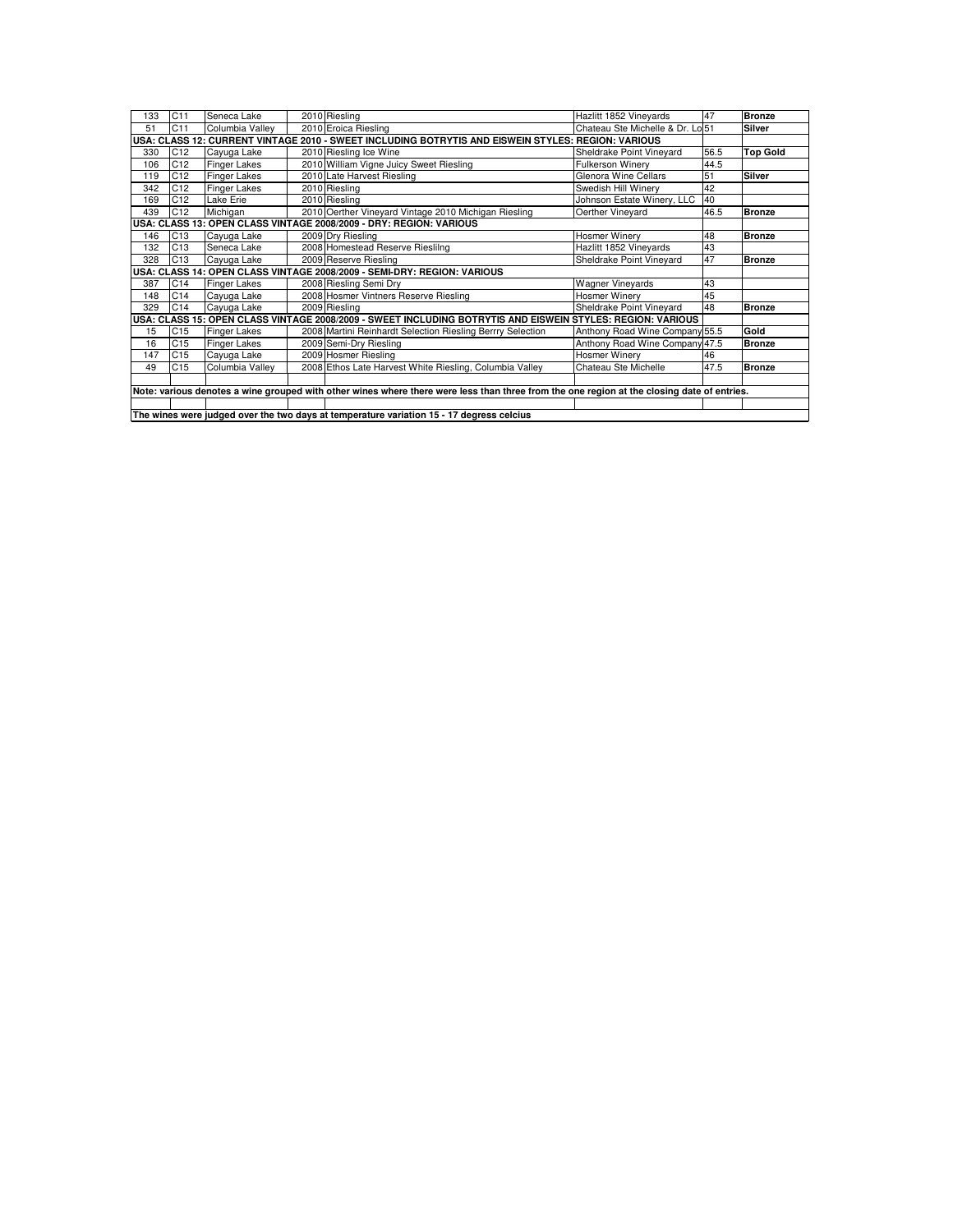| | | | | | | | |
|---|---|---|---|---|---|---|---|
| 133 | C11 | Seneca Lake | 2010 | Riesling | Hazlitt 1852 Vineyards | 47 | **Bronze** |
| 51 | C11 | Columbia Valley | 2010 | Eroica Riesling | Chateau Ste Michelle & Dr. Lo | 51 | **Silver** |
| **USA: CLASS 12: CURRENT VINTAGE 2010 - SWEET INCLUDING BOTRYTIS AND EISWEIN STYLES: REGION: VARIOUS** | | | | | | | |
| 330 | C12 | Cayuga Lake | 2010 | Riesling Ice Wine | Sheldrake Point Vineyard | 56.5 | **Top Gold** |
| 106 | C12 | Finger Lakes | 2010 | William Vigne Juicy Sweet Riesling | Fulkerson Winery | 44.5 | |
| 119 | C12 | Finger Lakes | 2010 | Late Harvest Riesling | Glenora Wine Cellars | 51 | **Silver** |
| 342 | C12 | Finger Lakes | 2010 | Riesling | Swedish Hill Winery | 42 | |
| 169 | C12 | Lake Erie | 2010 | Riesling | Johnson Estate Winery, LLC | 40 | |
| 439 | C12 | Michigan | 2010 | Oerther Vineyard Vintage 2010 Michigan Riesling | Oerther Vineyard | 46.5 | **Bronze** |
| **USA: CLASS 13: OPEN CLASS VINTAGE 2008/2009 - DRY: REGION: VARIOUS** | | | | | | | |
| 146 | C13 | Cayuga Lake | 2009 | Dry Riesling | Hosmer Winery | 48 | **Bronze** |
| 132 | C13 | Seneca Lake | 2008 | Homestead Reserve Rieslilng | Hazlitt 1852 Vineyards | 43 | |
| 328 | C13 | Cayuga Lake | 2009 | Reserve Riesling | Sheldrake Point Vineyard | 47 | **Bronze** |
| **USA: CLASS 14: OPEN CLASS VINTAGE 2008/2009 - SEMI-DRY: REGION: VARIOUS** | | | | | | | |
| 387 | C14 | Finger Lakes | 2008 | Riesling Semi Dry | Wagner Vineyards | 43 | |
| 148 | C14 | Cayuga Lake | 2008 | Hosmer Vintners Reserve Riesling | Hosmer Winery | 45 | |
| 329 | C14 | Cayuga Lake | 2009 | Riesling | Sheldrake Point Vineyard | 48 | **Bronze** |
| **USA: CLASS 15: OPEN CLASS VINTAGE 2008/2009 - SWEET INCLUDING BOTRYTIS AND EISWEIN STYLES: REGION: VARIOUS** | | | | | | | |
| 15 | C15 | Finger Lakes | 2008 | Martini Reinhardt Selection Riesling Berrry Selection | Anthony Road Wine Company | 55.5 | **Gold** |
| 16 | C15 | Finger Lakes | 2009 | Semi-Dry Riesling | Anthony Road Wine Company | 47.5 | **Bronze** |
| 147 | C15 | Cayuga Lake | 2009 | Hosmer Riesling | Hosmer Winery | 46 | |
| 49 | C15 | Columbia Valley | 2008 | Ethos Late Harvest White Riesling, Columbia Valley | Chateau Ste Michelle | 47.5 | **Bronze** |

**Note: various denotes a wine grouped with other wines where there were less than three from the one region at the closing date of entries.**

**The wines were judged over the two days at temperature variation 15 - 17 degress celcius**